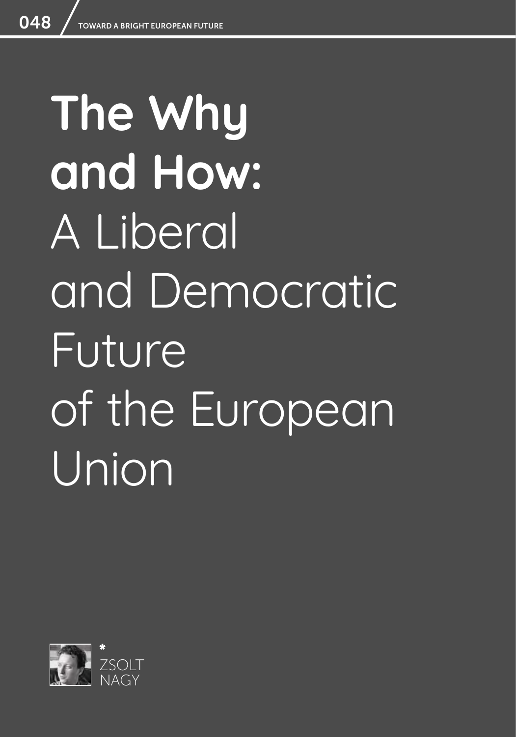# **The Why and How:** A Liberal and Democratic Future of the European Union

*
ZSOLT NAGY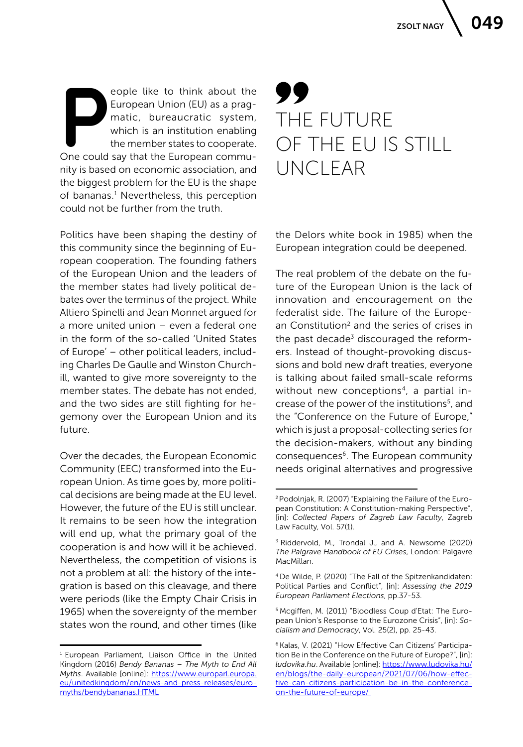People like to think about the European Union (EU) as a pragmatic, bureaucratic system, which is an institution enabling the member states to cooperate. One could say that the European community is based on economic association, and the biggest problem for the EU is the shape of bananas.[1] Nevertheless, this perception could not be further from the truth.

> THE FUTURE OF THE EU IS STILL UNCLEAR

Politics have been shaping the destiny of this community since the beginning of European cooperation. The founding fathers of the European Union and the leaders of the member states had lively political debates over the terminus of the project. While Altiero Spinelli and Jean Monnet argued for a more united union – even a federal one in the form of the so-called 'United States of Europe' – other political leaders, including Charles De Gaulle and Winston Churchill, wanted to give more sovereignty to the member states. The debate has not ended, and the two sides are still fighting for hegemony over the European Union and its future.

Over the decades, the European Economic Community (EEC) transformed into the European Union. As time goes by, more political decisions are being made at the EU level. However, the future of the EU is still unclear. It remains to be seen how the integration will end up, what the primary goal of the cooperation is and how will it be achieved. Nevertheless, the competition of visions is not a problem at all: the history of the integration is based on this cleavage, and there were periods (like the Empty Chair Crisis in 1965) when the sovereignty of the member states won the round, and other times (like the Delors white book in 1985) when the European integration could be deepened.

The real problem of the debate on the future of the European Union is the lack of innovation and encouragement on the federalist side. The failure of the European Constitution[2] and the series of crises in the past decade[3] discouraged the reformers. Instead of thought-provoking discussions and bold new draft treaties, everyone is talking about failed small-scale reforms without new conceptions[4], a partial increase of the power of the institutions[5], and the "Conference on the Future of Europe," which is just a proposal-collecting series for the decision-makers, without any binding consequences[6]. The European community needs original alternatives and progressive

---

[1] European Parliament, Liaison Office in the United Kingdom (2016) *Bendy Bananas – The Myth to End All Myths*. Available [online]: https://www.europarl.europa.eu/unitedkingdom/en/news-and-press-releases/euromyths/bendybananas.HTML

[2] Podolnjak, R. (2007) "Explaining the Failure of the European Constitution: A Constitution-making Perspective", [in]: *Collected Papers of Zagreb Law Faculty*, Zagreb Law Faculty, Vol. 57(1).

[3] Riddervold, M., Trondal J., and A. Newsome (2020) *The Palgrave Handbook of EU Crises*, London: Palgavre MacMillan.

[4] De Wilde, P. (2020) "The Fall of the Spitzenkandidaten: Political Parties and Conflict", [in]: *Assessing the 2019 European Parliament Elections*, pp.37-53.

[5] Mcgiffen, M. (2011) "Bloodless Coup d'Etat: The European Union's Response to the Eurozone Crisis", [in]: *Socialism and Democracy*, Vol. 25(2), pp. 25-43.

[6] Kalas, V. (2021) "How Effective Can Citizens' Participation Be in the Conference on the Future of Europe?", [in]: *ludovika.hu*. Available [online]: https://www.ludovika.hu/en/blogs/the-daily-european/2021/07/06/how-effective-can-citizens-participation-be-in-the-conference-on-the-future-of-europe/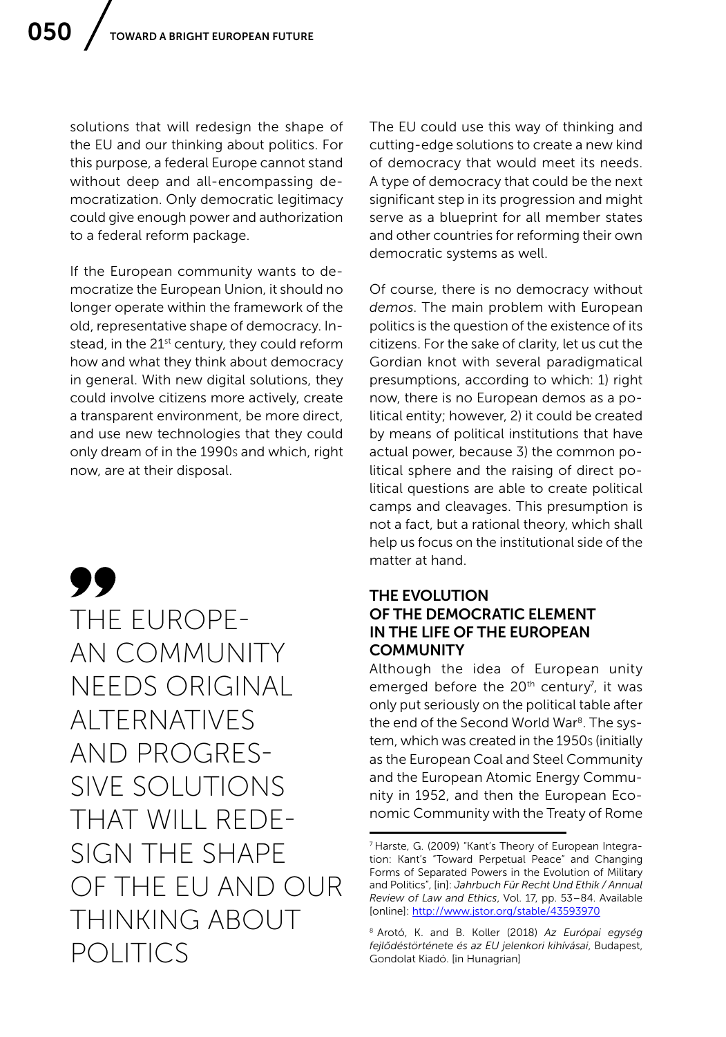solutions that will redesign the shape of the EU and our thinking about politics. For this purpose, a federal Europe cannot stand without deep and all-encompassing democratization. Only democratic legitimacy could give enough power and authorization to a federal reform package.

If the European community wants to democratize the European Union, it should no longer operate within the framework of the old, representative shape of democracy. Instead, in the 21st century, they could reform how and what they think about democracy in general. With new digital solutions, they could involve citizens more actively, create a transparent environment, be more direct, and use new technologies that they could only dream of in the 1990s and which, right now, are at their disposal.

> THE EUROPEAN COMMUNITY NEEDS ORIGINAL ALTERNATIVES AND PROGRESSIVE SOLUTIONS THAT WILL REDESIGN THE SHAPE OF THE EU AND OUR THINKING ABOUT POLITICS

The EU could use this way of thinking and cutting-edge solutions to create a new kind of democracy that would meet its needs. A type of democracy that could be the next significant step in its progression and might serve as a blueprint for all member states and other countries for reforming their own democratic systems as well.

Of course, there is no democracy without *demos*. The main problem with European politics is the question of the existence of its citizens. For the sake of clarity, let us cut the Gordian knot with several paradigmatical presumptions, according to which: 1) right now, there is no European demos as a political entity; however, 2) it could be created by means of political institutions that have actual power, because 3) the common political sphere and the raising of direct political questions are able to create political camps and cleavages. This presumption is not a fact, but a rational theory, which shall help us focus on the institutional side of the matter at hand.

## THE EVOLUTION OF THE DEMOCRATIC ELEMENT IN THE LIFE OF THE EUROPEAN COMMUNITY

Although the idea of European unity emerged before the 20th century[7], it was only put seriously on the political table after the end of the Second World War[8]. The system, which was created in the 1950s (initially as the European Coal and Steel Community and the European Atomic Energy Community in 1952, and then the European Economic Community with the Treaty of Rome

[7] Harste, G. (2009) "Kant's Theory of European Integration: Kant's "Toward Perpetual Peace" and Changing Forms of Separated Powers in the Evolution of Military and Politics", [in]: *Jahrbuch Für Recht Und Ethik / Annual Review of Law and Ethics*, Vol. 17, pp. 53–84. Available [online]: http://www.jstor.org/stable/43593970

[8] Arotó, K. and B. Koller (2018) *Az Európai egység fejlődéstörténete és az EU jelenkori kihívásai*, Budapest, Gondolat Kiadó. [in Hunagrian]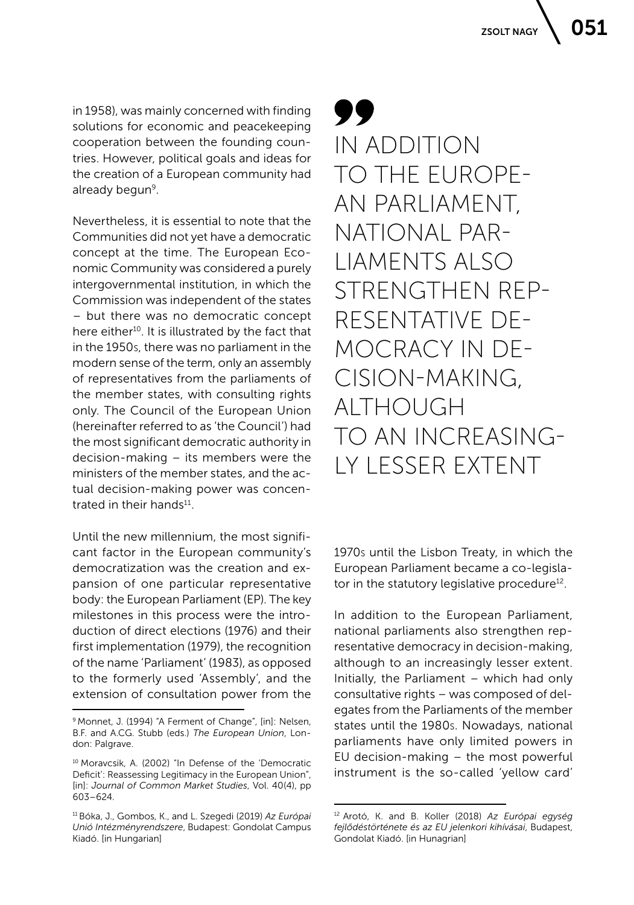in 1958), was mainly concerned with finding solutions for economic and peacekeeping cooperation between the founding countries. However, political goals and ideas for the creation of a European community had already begun[9].

Nevertheless, it is essential to note that the Communities did not yet have a democratic concept at the time. The European Economic Community was considered a purely intergovernmental institution, in which the Commission was independent of the states – but there was no democratic concept here either[10]. It is illustrated by the fact that in the 1950s, there was no parliament in the modern sense of the term, only an assembly of representatives from the parliaments of the member states, with consulting rights only. The Council of the European Union (hereinafter referred to as 'the Council') had the most significant democratic authority in decision-making – its members were the ministers of the member states, and the actual decision-making power was concentrated in their hands[11].

Until the new millennium, the most significant factor in the European community's democratization was the creation and expansion of one particular representative body: the European Parliament (EP). The key milestones in this process were the introduction of direct elections (1976) and their first implementation (1979), the recognition of the name 'Parliament' (1983), as opposed to the formerly used 'Assembly', and the extension of consultation power from the 1970s until the Lisbon Treaty, in which the European Parliament became a co-legislator in the statutory legislative procedure[12].

> IN ADDITION TO THE EUROPEAN PARLIAMENT, NATIONAL PARLIAMENTS ALSO STRENGTHEN REPRESENTATIVE DEMOCRACY IN DECISION-MAKING, ALTHOUGH TO AN INCREASINGLY LESSER EXTENT

In addition to the European Parliament, national parliaments also strengthen representative democracy in decision-making, although to an increasingly lesser extent. Initially, the Parliament – which had only consultative rights – was composed of delegates from the Parliaments of the member states until the 1980s. Nowadays, national parliaments have only limited powers in EU decision-making – the most powerful instrument is the so-called 'yellow card'

---

[9] Monnet, J. (1994) "A Ferment of Change", [in]: Nelsen, B.F. and A.C.G. Stubb (eds.) *The European Union*, London: Palgrave.

[10] Moravcsik, A. (2002) "In Defense of the 'Democratic Deficit': Reassessing Legitimacy in the European Union", [in]: *Journal of Common Market Studies*, Vol. 40(4), pp 603–624.

[11] Bóka, J., Gombos, K., and L. Szegedi (2019) *Az Európai Unió Intézményrendszere*, Budapest: Gondolat Campus Kiadó. [in Hungarian]

[12] Arotó, K. and B. Koller (2018) *Az Európai egység fejlődéstörténete és az EU jelenkori kihívásai*, Budapest, Gondolat Kiadó. [in Hunagrian]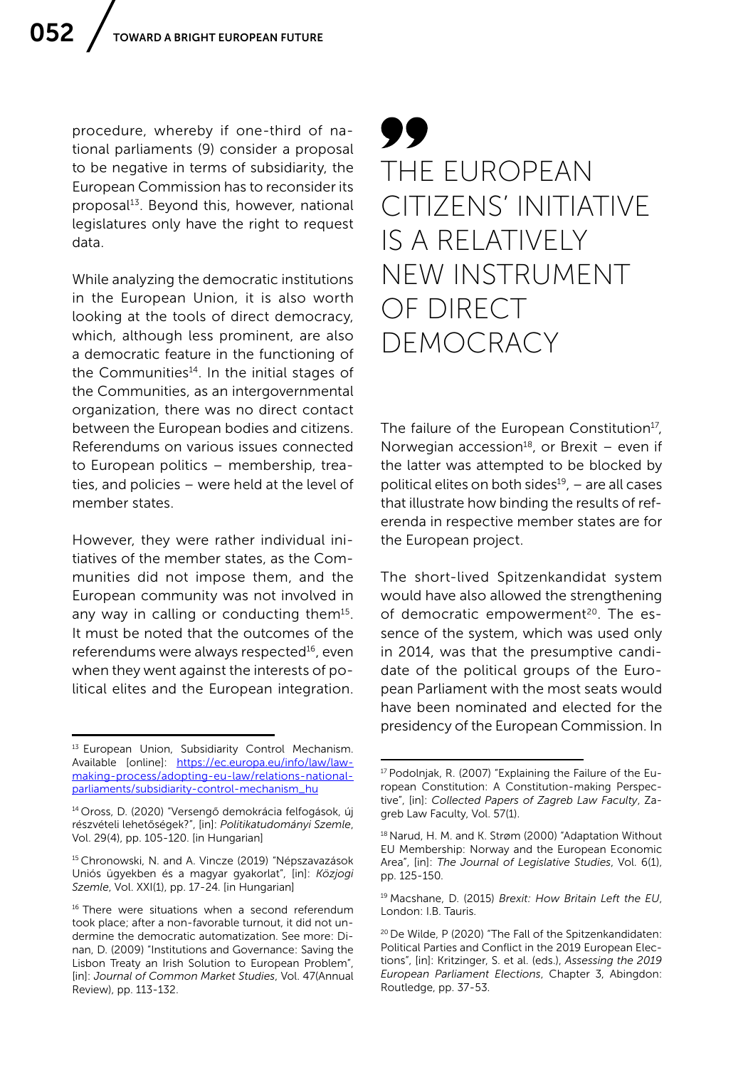procedure, whereby if one-third of national parliaments (9) consider a proposal to be negative in terms of subsidiarity, the European Commission has to reconsider its proposal[13]. Beyond this, however, national legislatures only have the right to request data.

While analyzing the democratic institutions in the European Union, it is also worth looking at the tools of direct democracy, which, although less prominent, are also a democratic feature in the functioning of the Communities[14]. In the initial stages of the Communities, as an intergovernmental organization, there was no direct contact between the European bodies and citizens. Referendums on various issues connected to European politics – membership, treaties, and policies – were held at the level of member states.

However, they were rather individual initiatives of the member states, as the Communities did not impose them, and the European community was not involved in any way in calling or conducting them[15]. It must be noted that the outcomes of the referendums were always respected[16], even when they went against the interests of political elites and the European integration.

> THE EUROPEAN CITIZENS' INITIATIVE IS A RELATIVELY NEW INSTRUMENT OF DIRECT DEMOCRACY

The failure of the European Constitution[17], Norwegian accession[18], or Brexit – even if the latter was attempted to be blocked by political elites on both sides[19], – are all cases that illustrate how binding the results of referenda in respective member states are for the European project.

The short-lived Spitzenkandidat system would have also allowed the strengthening of democratic empowerment[20]. The essence of the system, which was used only in 2014, was that the presumptive candidate of the political groups of the European Parliament with the most seats would have been nominated and elected for the presidency of the European Commission. In

---

[13] European Union, Subsidiarity Control Mechanism. Available [online]: https://ec.europa.eu/info/law/law-making-process/adopting-eu-law/relations-national-parliaments/subsidiarity-control-mechanism_hu

[14] Oross, D. (2020) "Versengő demokrácia felfogások, új részvételi lehetőségek?", [in]: *Politikatudományi Szemle*, Vol. 29(4), pp. 105-120. [in Hungarian]

[15] Chronowski, N. and A. Vincze (2019) "Népszavazások Uniós ügyekben és a magyar gyakorlat", [in]: *Közjogi Szemle*, Vol. XXI(1), pp. 17-24. [in Hungarian]

[16] There were situations when a second referendum took place; after a non-favorable turnout, it did not undermine the democratic automatization. See more: Dinan, D. (2009) "Institutions and Governance: Saving the Lisbon Treaty an Irish Solution to European Problem", [in]: *Journal of Common Market Studies*, Vol. 47(Annual Review), pp. 113-132.

[17] Podolnjak, R. (2007) "Explaining the Failure of the European Constitution: A Constitution-making Perspective", [in]: *Collected Papers of Zagreb Law Faculty*, Zagreb Law Faculty, Vol. 57(1).

[18] Narud, H. M. and K. Strøm (2000) "Adaptation Without EU Membership: Norway and the European Economic Area", [in]: *The Journal of Legislative Studies*, Vol. 6(1), pp. 125-150.

[19] Macshane, D. (2015) *Brexit: How Britain Left the EU*, London: I.B. Tauris.

[20] De Wilde, P (2020) "The Fall of the Spitzenkandidaten: Political Parties and Conflict in the 2019 European Elections", [in]: Kritzinger, S. et al. (eds.), *Assessing the 2019 European Parliament Elections*, Chapter 3, Abingdon: Routledge, pp. 37-53.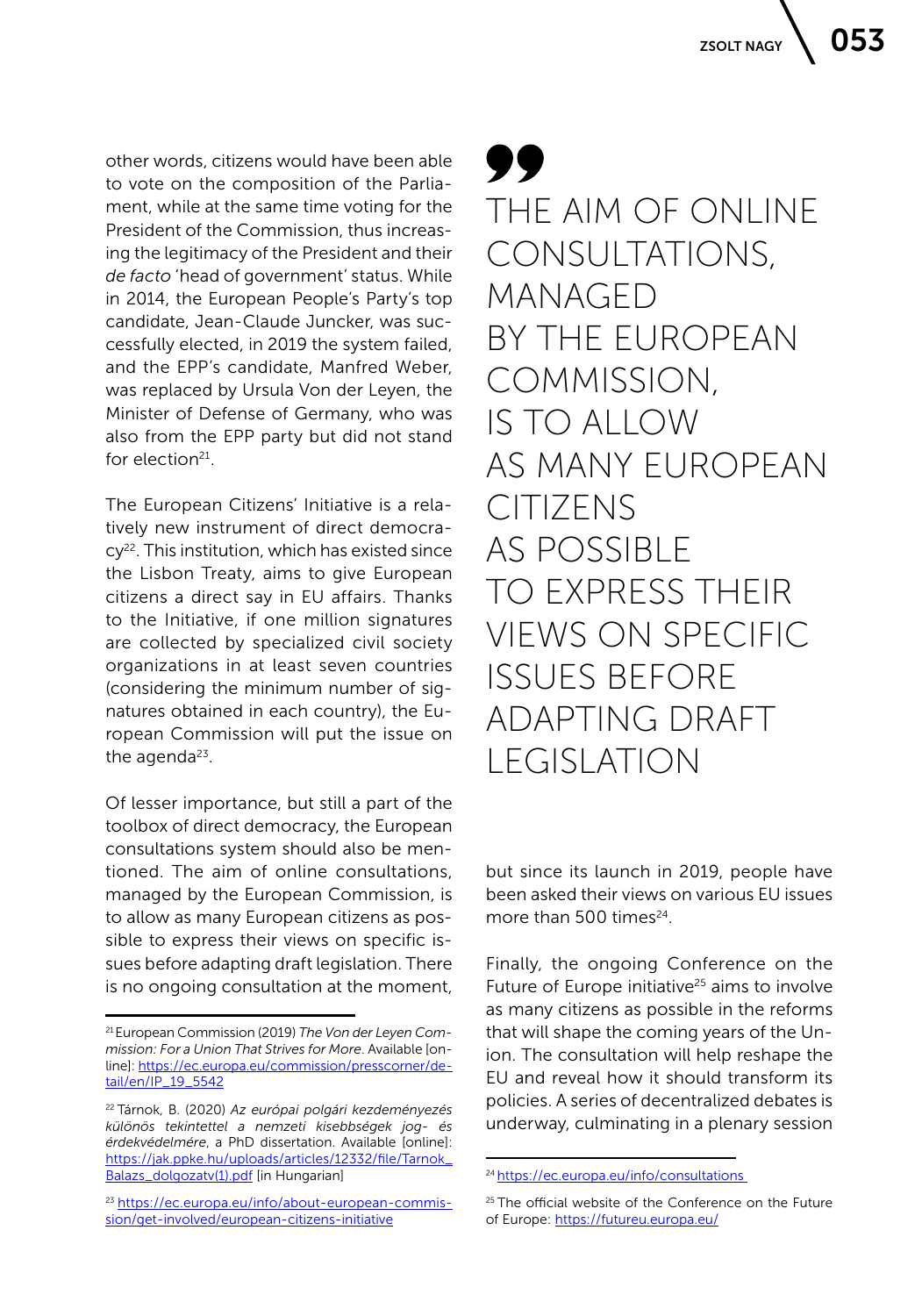other words, citizens would have been able to vote on the composition of the Parliament, while at the same time voting for the President of the Commission, thus increasing the legitimacy of the President and their *de facto* 'head of government' status. While in 2014, the European People's Party's top candidate, Jean-Claude Juncker, was successfully elected, in 2019 the system failed, and the EPP's candidate, Manfred Weber, was replaced by Ursula Von der Leyen, the Minister of Defense of Germany, who was also from the EPP party but did not stand for election[21].

The European Citizens' Initiative is a relatively new instrument of direct democracy[22]. This institution, which has existed since the Lisbon Treaty, aims to give European citizens a direct say in EU affairs. Thanks to the Initiative, if one million signatures are collected by specialized civil society organizations in at least seven countries (considering the minimum number of signatures obtained in each country), the European Commission will put the issue on the agenda[23].

Of lesser importance, but still a part of the toolbox of direct democracy, the European consultations system should also be mentioned. The aim of online consultations, managed by the European Commission, is to allow as many European citizens as possible to express their views on specific issues before adapting draft legislation. There is no ongoing consultation at the moment, but since its launch in 2019, people have been asked their views on various EU issues more than 500 times[24].

> THE AIM OF ONLINE CONSULTATIONS, MANAGED BY THE EUROPEAN COMMISSION, IS TO ALLOW AS MANY EUROPEAN CITIZENS AS POSSIBLE TO EXPRESS THEIR VIEWS ON SPECIFIC ISSUES BEFORE ADAPTING DRAFT LEGISLATION

Finally, the ongoing Conference on the Future of Europe initiative[25] aims to involve as many citizens as possible in the reforms that will shape the coming years of the Union. The consultation will help reshape the EU and reveal how it should transform its policies. A series of decentralized debates is underway, culminating in a plenary session

---

[21] European Commission (2019) *The Von der Leyen Commission: For a Union That Strives for More*. Available [online]: https://ec.europa.eu/commission/presscorner/detail/en/IP_19_5542

[22] Tárnok, B. (2020) *Az európai polgári kezdeményezés különös tekintettel a nemzeti kisebbségek jog- és érdekvédelmére*, a PhD dissertation. Available [online]: https://jak.ppke.hu/uploads/articles/12332/file/Tarnok_Balazs_dolgozatv(1).pdf [in Hungarian]

[23] https://ec.europa.eu/info/about-european-commission/get-involved/european-citizens-initiative

[24] https://ec.europa.eu/info/consultations

[25] The official website of the Conference on the Future of Europe: https://futureu.europa.eu/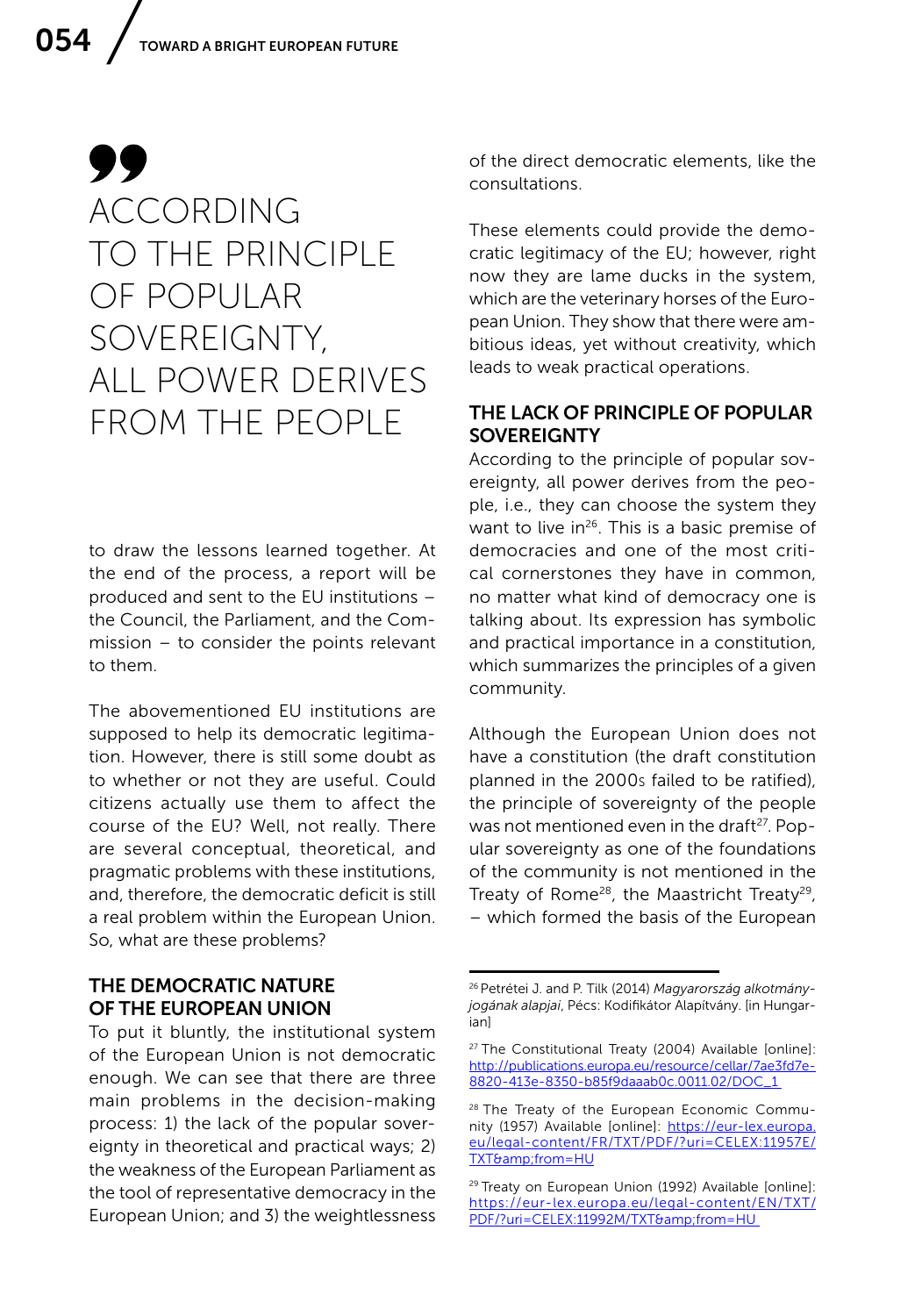> ACCORDING TO THE PRINCIPLE OF POPULAR SOVEREIGNTY, ALL POWER DERIVES FROM THE PEOPLE

to draw the lessons learned together. At the end of the process, a report will be produced and sent to the EU institutions – the Council, the Parliament, and the Commission – to consider the points relevant to them.

The abovementioned EU institutions are supposed to help its democratic legitimation. However, there is still some doubt as to whether or not they are useful. Could citizens actually use them to affect the course of the EU? Well, not really. There are several conceptual, theoretical, and pragmatic problems with these institutions, and, therefore, the democratic deficit is still a real problem within the European Union. So, what are these problems?

## THE DEMOCRATIC NATURE OF THE EUROPEAN UNION

To put it bluntly, the institutional system of the European Union is not democratic enough. We can see that there are three main problems in the decision-making process: 1) the lack of the popular sovereignty in theoretical and practical ways; 2) the weakness of the European Parliament as the tool of representative democracy in the European Union; and 3) the weightlessness of the direct democratic elements, like the consultations.

These elements could provide the democratic legitimacy of the EU; however, right now they are lame ducks in the system, which are the veterinary horses of the European Union. They show that there were ambitious ideas, yet without creativity, which leads to weak practical operations.

## THE LACK OF PRINCIPLE OF POPULAR SOVEREIGNTY

According to the principle of popular sovereignty, all power derives from the people, i.e., they can choose the system they want to live in[26]. This is a basic premise of democracies and one of the most critical cornerstones they have in common, no matter what kind of democracy one is talking about. Its expression has symbolic and practical importance in a constitution, which summarizes the principles of a given community.

Although the European Union does not have a constitution (the draft constitution planned in the 2000s failed to be ratified), the principle of sovereignty of the people was not mentioned even in the draft[27]. Popular sovereignty as one of the foundations of the community is not mentioned in the Treaty of Rome[28], the Maastricht Treaty[29], – which formed the basis of the European

---

[26] Petrétei J. and P. Tilk (2014) *Magyarország alkotmányjogának alapjai*, Pécs: Kodifikátor Alapítvány. [in Hungarian]

[27] The Constitutional Treaty (2004) Available [online]: http://publications.europa.eu/resource/cellar/7ae3fd7e-8820-413e-8350-b85f9daaab0c.0011.02/DOC_1

[28] The Treaty of the European Economic Community (1957) Available [online]: https://eur-lex.europa.eu/legal-content/FR/TXT/PDF/?uri=CELEX:11957E/TXT&amp;from=HU

[29] Treaty on European Union (1992) Available [online]: https://eur-lex.europa.eu/legal-content/EN/TXT/PDF/?uri=CELEX:11992M/TXT&amp;from=HU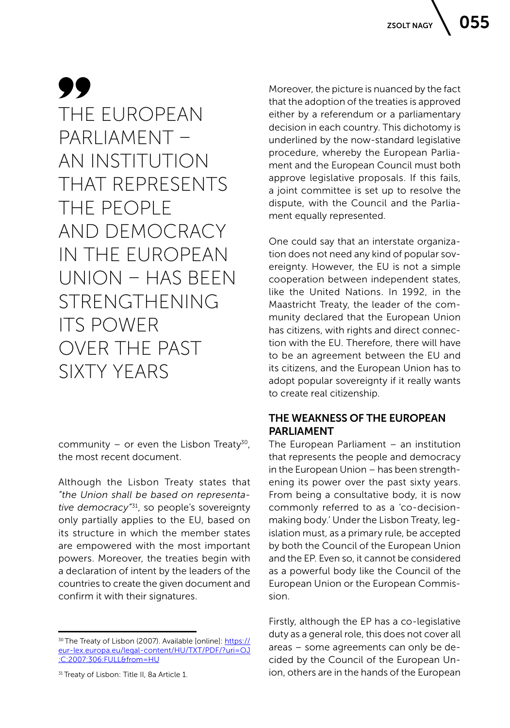> THE EUROPEAN PARLIAMENT – AN INSTITUTION THAT REPRESENTS THE PEOPLE AND DEMOCRACY IN THE EUROPEAN UNION – HAS BEEN STRENGTHENING ITS POWER OVER THE PAST SIXTY YEARS

community – or even the Lisbon Treaty[30], the most recent document.

Although the Lisbon Treaty states that *"the Union shall be based on representative democracy"*[31], so people's sovereignty only partially applies to the EU, based on its structure in which the member states are empowered with the most important powers. Moreover, the treaties begin with a declaration of intent by the leaders of the countries to create the given document and confirm it with their signatures.

Moreover, the picture is nuanced by the fact that the adoption of the treaties is approved either by a referendum or a parliamentary decision in each country. This dichotomy is underlined by the now-standard legislative procedure, whereby the European Parliament and the European Council must both approve legislative proposals. If this fails, a joint committee is set up to resolve the dispute, with the Council and the Parliament equally represented.

One could say that an interstate organization does not need any kind of popular sovereignty. However, the EU is not a simple cooperation between independent states, like the United Nations. In 1992, in the Maastricht Treaty, the leader of the community declared that the European Union has citizens, with rights and direct connection with the EU. Therefore, there will have to be an agreement between the EU and its citizens, and the European Union has to adopt popular sovereignty if it really wants to create real citizenship.

## THE WEAKNESS OF THE EUROPEAN PARLIAMENT

The European Parliament – an institution that represents the people and democracy in the European Union – has been strengthening its power over the past sixty years. From being a consultative body, it is now commonly referred to as a 'co-decision-making body.' Under the Lisbon Treaty, legislation must, as a primary rule, be accepted by both the Council of the European Union and the EP. Even so, it cannot be considered as a powerful body like the Council of the European Union or the European Commission.

Firstly, although the EP has a co-legislative duty as a general role, this does not cover all areas – some agreements can only be decided by the Council of the European Union, others are in the hands of the European

---

[30] The Treaty of Lisbon (2007). Available [online]: https://eur-lex.europa.eu/legal-content/HU/TXT/PDF/?uri=OJ:C:2007:306:FULL&from=HU

[31] Treaty of Lisbon: Title II, 8a Article 1.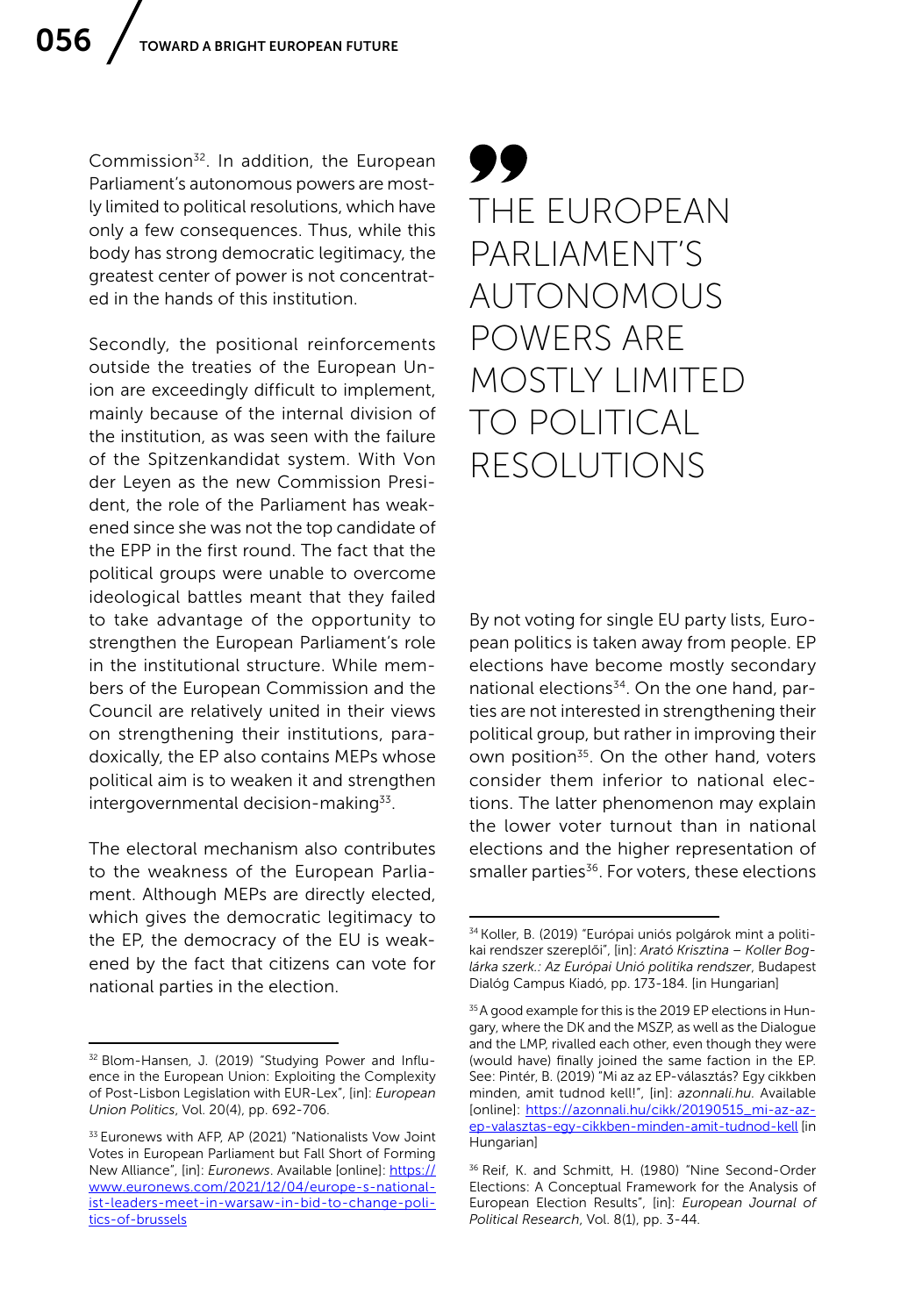Commission[32]. In addition, the European Parliament's autonomous powers are mostly limited to political resolutions, which have only a few consequences. Thus, while this body has strong democratic legitimacy, the greatest center of power is not concentrated in the hands of this institution.

Secondly, the positional reinforcements outside the treaties of the European Union are exceedingly difficult to implement, mainly because of the internal division of the institution, as was seen with the failure of the Spitzenkandidat system. With Von der Leyen as the new Commission President, the role of the Parliament has weakened since she was not the top candidate of the EPP in the first round. The fact that the political groups were unable to overcome ideological battles meant that they failed to take advantage of the opportunity to strengthen the European Parliament's role in the institutional structure. While members of the European Commission and the Council are relatively united in their views on strengthening their institutions, paradoxically, the EP also contains MEPs whose political aim is to weaken it and strengthen intergovernmental decision-making[33].

The electoral mechanism also contributes to the weakness of the European Parliament. Although MEPs are directly elected, which gives the democratic legitimacy to the EP, the democracy of the EU is weakened by the fact that citizens can vote for national parties in the election.

> THE EUROPEAN PARLIAMENT'S AUTONOMOUS POWERS ARE MOSTLY LIMITED TO POLITICAL RESOLUTIONS

By not voting for single EU party lists, European politics is taken away from people. EP elections have become mostly secondary national elections[34]. On the one hand, parties are not interested in strengthening their political group, but rather in improving their own position[35]. On the other hand, voters consider them inferior to national elections. The latter phenomenon may explain the lower voter turnout than in national elections and the higher representation of smaller parties[36]. For voters, these elections

---

[32] Blom-Hansen, J. (2019) "Studying Power and Influence in the European Union: Exploiting the Complexity of Post-Lisbon Legislation with EUR-Lex", [in]: *European Union Politics*, Vol. 20(4), pp. 692-706.

[33] Euronews with AFP, AP (2021) "Nationalists Vow Joint Votes in European Parliament but Fall Short of Forming New Alliance", [in]: *Euronews*. Available [online]: https://www.euronews.com/2021/12/04/europe-s-nationalist-leaders-meet-in-warsaw-in-bid-to-change-politics-of-brussels

[34] Koller, B. (2019) "Európai uniós polgárok mint a politikai rendszer szereplői", [in]: *Arató Krisztina – Koller Boglárka szerk.: Az Európai Unió politika rendszer*, Budapest Dialóg Campus Kiadó, pp. 173-184. [in Hungarian]

[35] A good example for this is the 2019 EP elections in Hungary, where the DK and the MSZP, as well as the Dialogue and the LMP, rivalled each other, even though they were (would have) finally joined the same faction in the EP. See: Pintér, B. (2019) "Mi az az EP-választás? Egy cikkben minden, amit tudnod kell!", [in]: *azonnali.hu*. Available [online]: https://azonnali.hu/cikk/20190515_mi-az-az-ep-valasztas-egy-cikkben-minden-amit-tudnod-kell [in Hungarian]

[36] Reif, K. and Schmitt, H. (1980) "Nine Second-Order Elections: A Conceptual Framework for the Analysis of European Election Results", [in]: *European Journal of Political Research*, Vol. 8(1), pp. 3-44.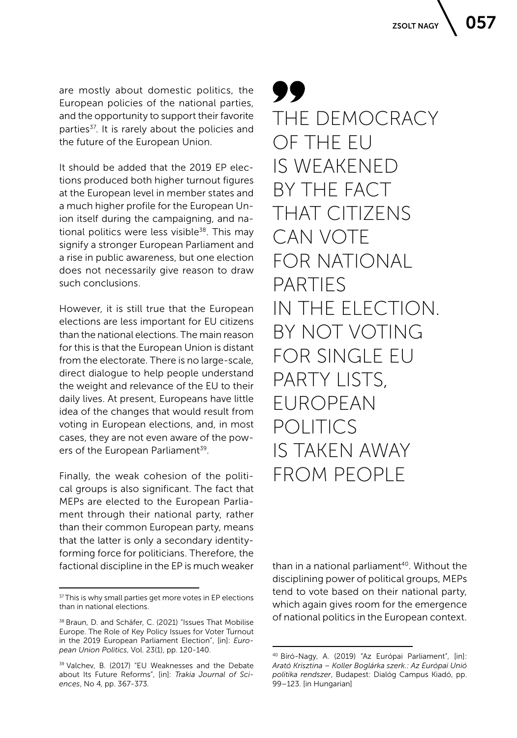are mostly about domestic politics, the European policies of the national parties, and the opportunity to support their favorite parties[37]. It is rarely about the policies and the future of the European Union.

It should be added that the 2019 EP elections produced both higher turnout figures at the European level in member states and a much higher profile for the European Union itself during the campaigning, and national politics were less visible[38]. This may signify a stronger European Parliament and a rise in public awareness, but one election does not necessarily give reason to draw such conclusions.

However, it is still true that the European elections are less important for EU citizens than the national elections. The main reason for this is that the European Union is distant from the electorate. There is no large-scale, direct dialogue to help people understand the weight and relevance of the EU to their daily lives. At present, Europeans have little idea of the changes that would result from voting in European elections, and, in most cases, they are not even aware of the powers of the European Parliament[39].

Finally, the weak cohesion of the political groups is also significant. The fact that MEPs are elected to the European Parliament through their national party, rather than their common European party, means that the latter is only a secondary identity-forming force for politicians. Therefore, the factional discipline in the EP is much weaker than in a national parliament[40]. Without the disciplining power of political groups, MEPs tend to vote based on their national party, which again gives room for the emergence of national politics in the European context.

> THE DEMOCRACY OF THE EU IS WEAKENED BY THE FACT THAT CITIZENS CAN VOTE FOR NATIONAL PARTIES IN THE ELECTION. BY NOT VOTING FOR SINGLE EU PARTY LISTS, EUROPEAN POLITICS IS TAKEN AWAY FROM PEOPLE

---

[37] This is why small parties get more votes in EP elections than in national elections.

[38] Braun, D. and Schäfer, C. (2021) "Issues That Mobilise Europe. The Role of Key Policy Issues for Voter Turnout in the 2019 European Parliament Election", [in]: *European Union Politics*, Vol. 23(1), pp. 120-140.

[39] Valchev, B. (2017) "EU Weaknesses and the Debate about Its Future Reforms", [in]: *Trakia Journal of Sciences*, No 4, pp. 367-373.

[40] Bíró-Nagy, A. (2019) "Az Európai Parliament", [in]: *Arató Krisztina – Koller Boglárka szerk.: Az Európai Unió politika rendszer*, Budapest: Dialóg Campus Kiadó, pp. 99–123. [in Hungarian]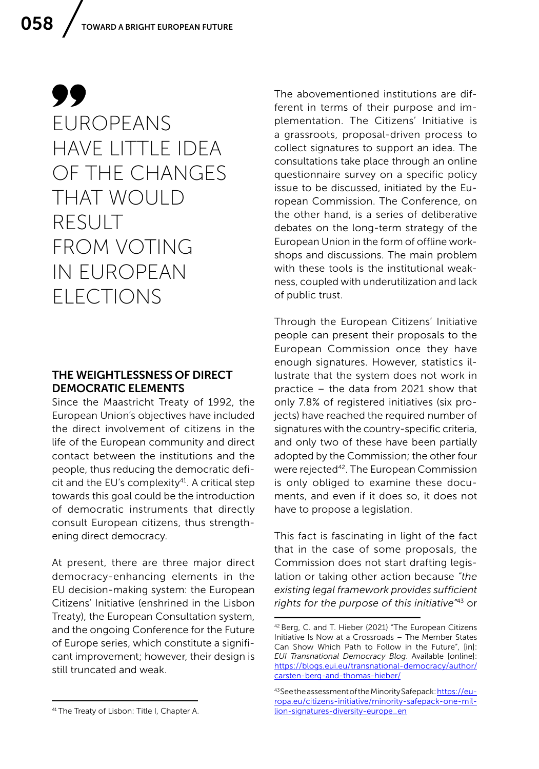> **EUROPEANS HAVE LITTLE IDEA OF THE CHANGES THAT WOULD RESULT FROM VOTING IN EUROPEAN ELECTIONS**

### THE WEIGHTLESSNESS OF DIRECT DEMOCRATIC ELEMENTS

Since the Maastricht Treaty of 1992, the European Union's objectives have included the direct involvement of citizens in the life of the European community and direct contact between the institutions and the people, thus reducing the democratic deficit and the EU's complexity[41]. A critical step towards this goal could be the introduction of democratic instruments that directly consult European citizens, thus strengthening direct democracy.

At present, there are three major direct democracy-enhancing elements in the EU decision-making system: the European Citizens' Initiative (enshrined in the Lisbon Treaty), the European Consultation system, and the ongoing Conference for the Future of Europe series, which constitute a significant improvement; however, their design is still truncated and weak.

The abovementioned institutions are different in terms of their purpose and implementation. The Citizens' Initiative is a grassroots, proposal-driven process to collect signatures to support an idea. The consultations take place through an online questionnaire survey on a specific policy issue to be discussed, initiated by the European Commission. The Conference, on the other hand, is a series of deliberative debates on the long-term strategy of the European Union in the form of offline workshops and discussions. The main problem with these tools is the institutional weakness, coupled with underutilization and lack of public trust.

Through the European Citizens' Initiative people can present their proposals to the European Commission once they have enough signatures. However, statistics illustrate that the system does not work in practice – the data from 2021 show that only 7.8% of registered initiatives (six projects) have reached the required number of signatures with the country-specific criteria, and only two of these have been partially adopted by the Commission; the other four were rejected[42]. The European Commission is only obliged to examine these documents, and even if it does so, it does not have to propose a legislation.

This fact is fascinating in light of the fact that in the case of some proposals, the Commission does not start drafting legislation or taking other action because *"the existing legal framework provides sufficient rights for the purpose of this initiative"*[43] or

---

[41] The Treaty of Lisbon: Title I, Chapter A.

[42] Berg, C. and T. Hieber (2021) "The European Citizens Initiative Is Now at a Crossroads – The Member States Can Show Which Path to Follow in the Future", [in]: *EUI Transnational Democracy Blog*. Available [online]: https://blogs.eui.eu/transnational-democracy/author/carsten-berg-and-thomas-hieber/

[43] See the assessment of the Minority Safepack: https://europa.eu/citizens-initiative/minority-safepack-one-million-signatures-diversity-europe_en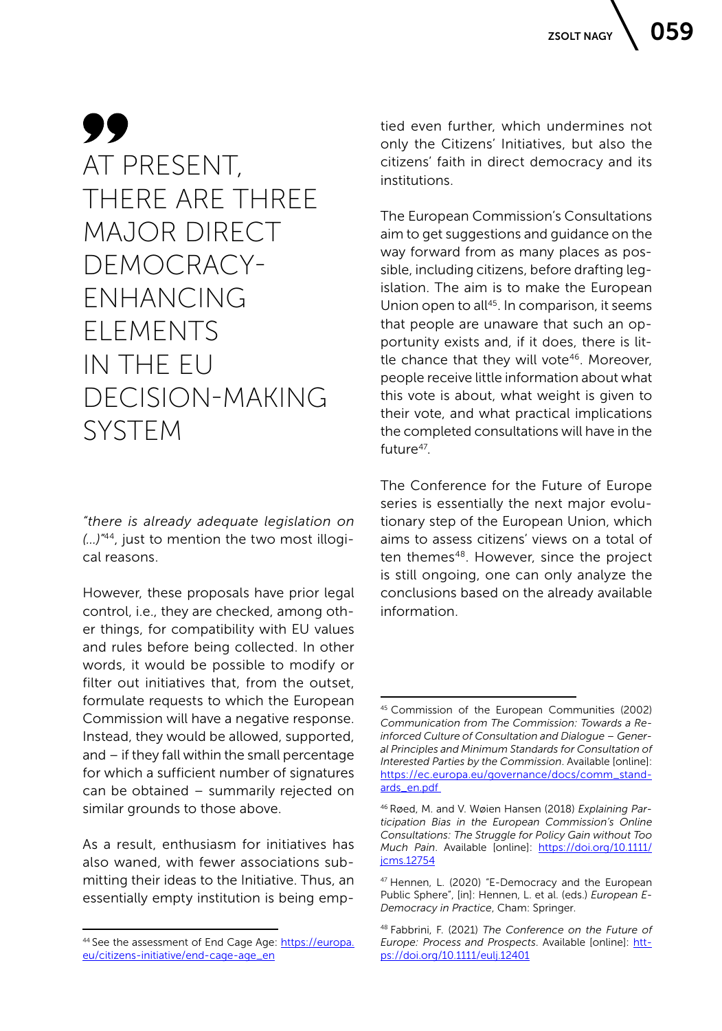> AT PRESENT, THERE ARE THREE MAJOR DIRECT DEMOCRACY-ENHANCING ELEMENTS IN THE EU DECISION-MAKING SYSTEM

*"there is already adequate legislation on (...)"*[44], just to mention the two most illogical reasons.

However, these proposals have prior legal control, i.e., they are checked, among other things, for compatibility with EU values and rules before being collected. In other words, it would be possible to modify or filter out initiatives that, from the outset, formulate requests to which the European Commission will have a negative response. Instead, they would be allowed, supported, and – if they fall within the small percentage for which a sufficient number of signatures can be obtained – summarily rejected on similar grounds to those above.

As a result, enthusiasm for initiatives has also waned, with fewer associations submitting their ideas to the Initiative. Thus, an essentially empty institution is being emptied even further, which undermines not only the Citizens' Initiatives, but also the citizens' faith in direct democracy and its institutions.

The European Commission's Consultations aim to get suggestions and guidance on the way forward from as many places as possible, including citizens, before drafting legislation. The aim is to make the European Union open to all[45]. In comparison, it seems that people are unaware that such an opportunity exists and, if it does, there is little chance that they will vote[46]. Moreover, people receive little information about what this vote is about, what weight is given to their vote, and what practical implications the completed consultations will have in the future[47].

The Conference for the Future of Europe series is essentially the next major evolutionary step of the European Union, which aims to assess citizens' views on a total of ten themes[48]. However, since the project is still ongoing, one can only analyze the conclusions based on the already available information.

---

[44] See the assessment of End Cage Age: https://europa.eu/citizens-initiative/end-cage-age_en

[45] Commission of the European Communities (2002) *Communication from The Commission: Towards a Reinforced Culture of Consultation and Dialogue – General Principles and Minimum Standards for Consultation of Interested Parties by the Commission*. Available [online]: https://ec.europa.eu/governance/docs/comm_standards_en.pdf

[46] Røed, M. and V. Wøien Hansen (2018) *Explaining Participation Bias in the European Commission's Online Consultations: The Struggle for Policy Gain without Too Much Pain*. Available [online]: https://doi.org/10.1111/jcms.12754

[47] Hennen, L. (2020) "E-Democracy and the European Public Sphere", [in]: Hennen, L. et al. (eds.) *European E-Democracy in Practice*, Cham: Springer.

[48] Fabbrini, F. (2021) *The Conference on the Future of Europe: Process and Prospects*. Available [online]: https://doi.org/10.1111/eulj.12401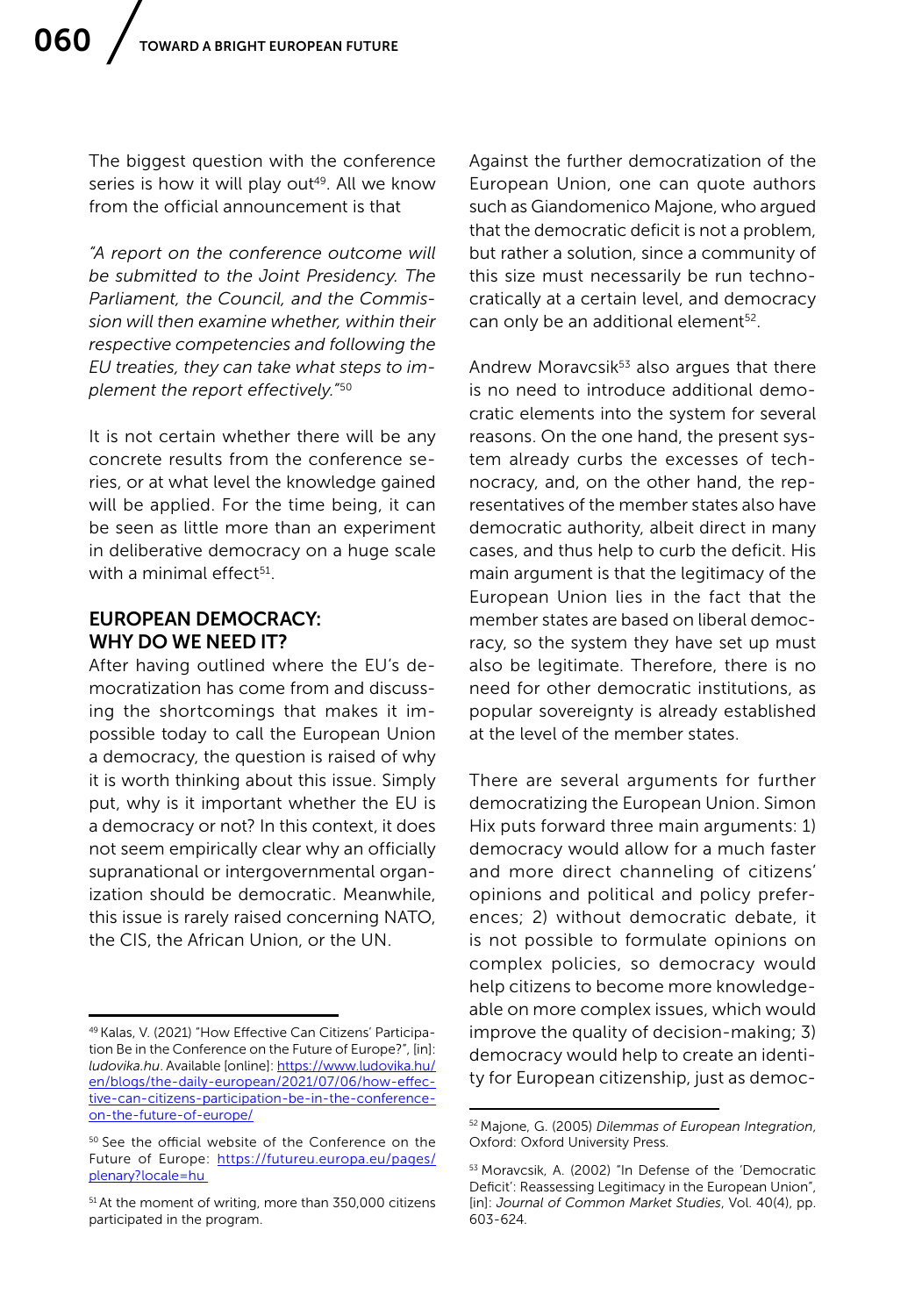The biggest question with the conference series is how it will play out[49]. All we know from the official announcement is that

*"A report on the conference outcome will be submitted to the Joint Presidency. The Parliament, the Council, and the Commission will then examine whether, within their respective competencies and following the EU treaties, they can take what steps to implement the report effectively."*[50]

It is not certain whether there will be any concrete results from the conference series, or at what level the knowledge gained will be applied. For the time being, it can be seen as little more than an experiment in deliberative democracy on a huge scale with a minimal effect[51].

## EUROPEAN DEMOCRACY: WHY DO WE NEED IT?

After having outlined where the EU's democratization has come from and discussing the shortcomings that makes it impossible today to call the European Union a democracy, the question is raised of why it is worth thinking about this issue. Simply put, why is it important whether the EU is a democracy or not? In this context, it does not seem empirically clear why an officially supranational or intergovernmental organization should be democratic. Meanwhile, this issue is rarely raised concerning NATO, the CIS, the African Union, or the UN.

Against the further democratization of the European Union, one can quote authors such as Giandomenico Majone, who argued that the democratic deficit is not a problem, but rather a solution, since a community of this size must necessarily be run technocratically at a certain level, and democracy can only be an additional element[52].

Andrew Moravcsik[53] also argues that there is no need to introduce additional democratic elements into the system for several reasons. On the one hand, the present system already curbs the excesses of technocracy, and, on the other hand, the representatives of the member states also have democratic authority, albeit direct in many cases, and thus help to curb the deficit. His main argument is that the legitimacy of the European Union lies in the fact that the member states are based on liberal democracy, so the system they have set up must also be legitimate. Therefore, there is no need for other democratic institutions, as popular sovereignty is already established at the level of the member states.

There are several arguments for further democratizing the European Union. Simon Hix puts forward three main arguments: 1) democracy would allow for a much faster and more direct channeling of citizens' opinions and political and policy preferences; 2) without democratic debate, it is not possible to formulate opinions on complex policies, so democracy would help citizens to become more knowledgeable on more complex issues, which would improve the quality of decision-making; 3) democracy would help to create an identity for European citizenship, just as democ-

---

[49] Kalas, V. (2021) "How Effective Can Citizens' Participation Be in the Conference on the Future of Europe?", [in]: *ludovika.hu*. Available [online]: https://www.ludovika.hu/en/blogs/the-daily-european/2021/07/06/how-effective-can-citizens-participation-be-in-the-conference-on-the-future-of-europe/

[50] See the official website of the Conference on the Future of Europe: https://futureu.europa.eu/pages/plenary?locale=hu

[51] At the moment of writing, more than 350,000 citizens participated in the program.

[52] Majone, G. (2005) *Dilemmas of European Integration*, Oxford: Oxford University Press.

[53] Moravcsik, A. (2002) "In Defense of the 'Democratic Deficit': Reassessing Legitimacy in the European Union", [in]: *Journal of Common Market Studies*, Vol. 40(4), pp. 603-624.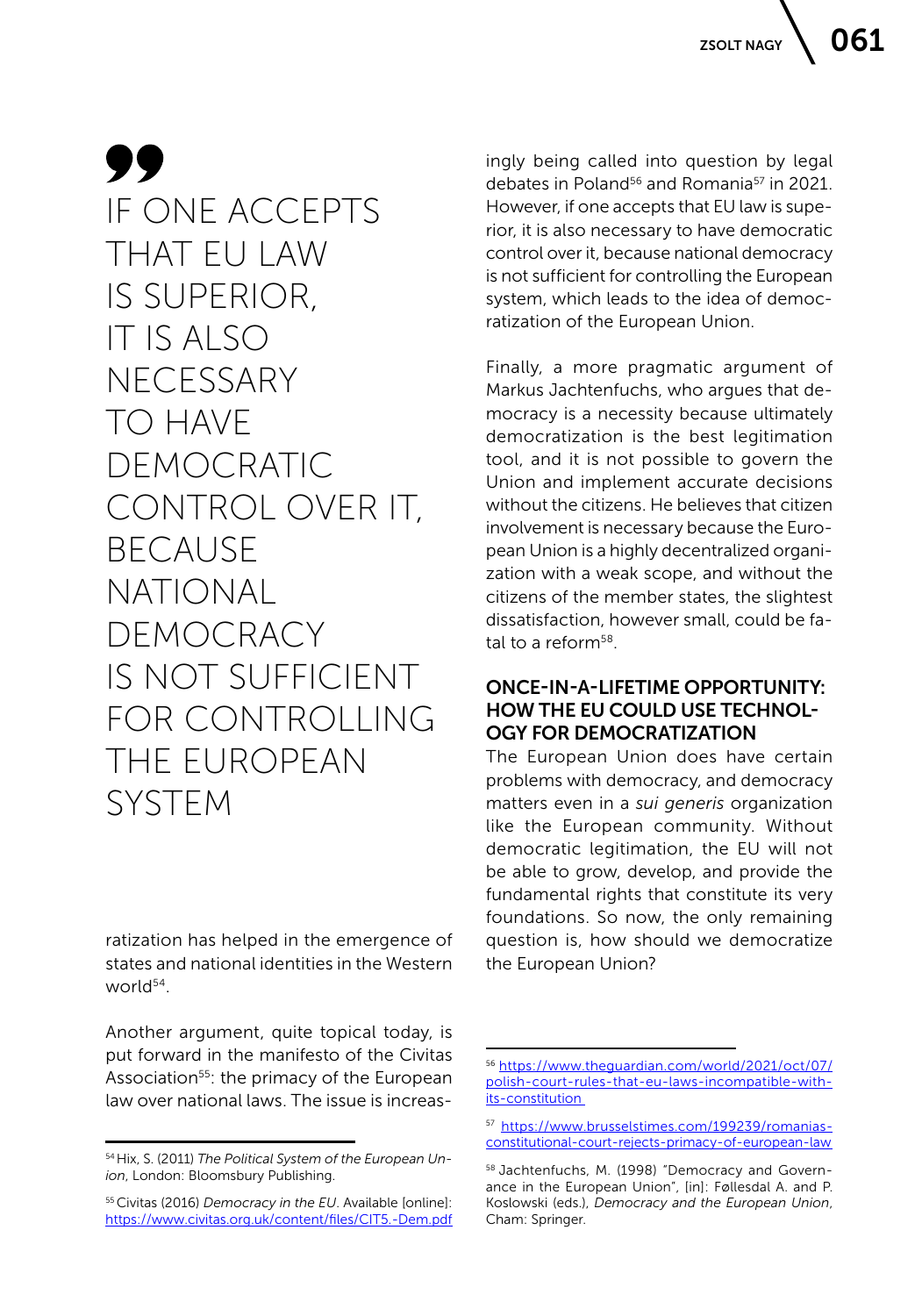> IF ONE ACCEPTS THAT EU LAW IS SUPERIOR, IT IS ALSO NECESSARY TO HAVE DEMOCRATIC CONTROL OVER IT, BECAUSE NATIONAL DEMOCRACY IS NOT SUFFICIENT FOR CONTROLLING THE EUROPEAN SYSTEM

ratization has helped in the emergence of states and national identities in the Western world[54].

Another argument, quite topical today, is put forward in the manifesto of the Civitas Association[55]: the primacy of the European law over national laws. The issue is increasingly being called into question by legal debates in Poland[56] and Romania[57] in 2021. However, if one accepts that EU law is superior, it is also necessary to have democratic control over it, because national democracy is not sufficient for controlling the European system, which leads to the idea of democratization of the European Union.

Finally, a more pragmatic argument of Markus Jachtenfuchs, who argues that democracy is a necessity because ultimately democratization is the best legitimation tool, and it is not possible to govern the Union and implement accurate decisions without the citizens. He believes that citizen involvement is necessary because the European Union is a highly decentralized organization with a weak scope, and without the citizens of the member states, the slightest dissatisfaction, however small, could be fatal to a reform[58].

## ONCE-IN-A-LIFETIME OPPORTUNITY: HOW THE EU COULD USE TECHNOLOGY FOR DEMOCRATIZATION

The European Union does have certain problems with democracy, and democracy matters even in a *sui generis* organization like the European community. Without democratic legitimation, the EU will not be able to grow, develop, and provide the fundamental rights that constitute its very foundations. So now, the only remaining question is, how should we democratize the European Union?

---

[54] Hix, S. (2011) *The Political System of the European Union*, London: Bloomsbury Publishing.

[55] Civitas (2016) *Democracy in the EU*. Available [online]: https://www.civitas.org.uk/content/files/CIT5.-Dem.pdf

[56] https://www.theguardian.com/world/2021/oct/07/polish-court-rules-that-eu-laws-incompatible-with-its-constitution

[57] https://www.brusselstimes.com/199239/romanias-constitutional-court-rejects-primacy-of-european-law

[58] Jachtenfuchs, M. (1998) "Democracy and Governance in the European Union", [in]: Føllesdal A. and P. Koslowski (eds.), *Democracy and the European Union*, Cham: Springer.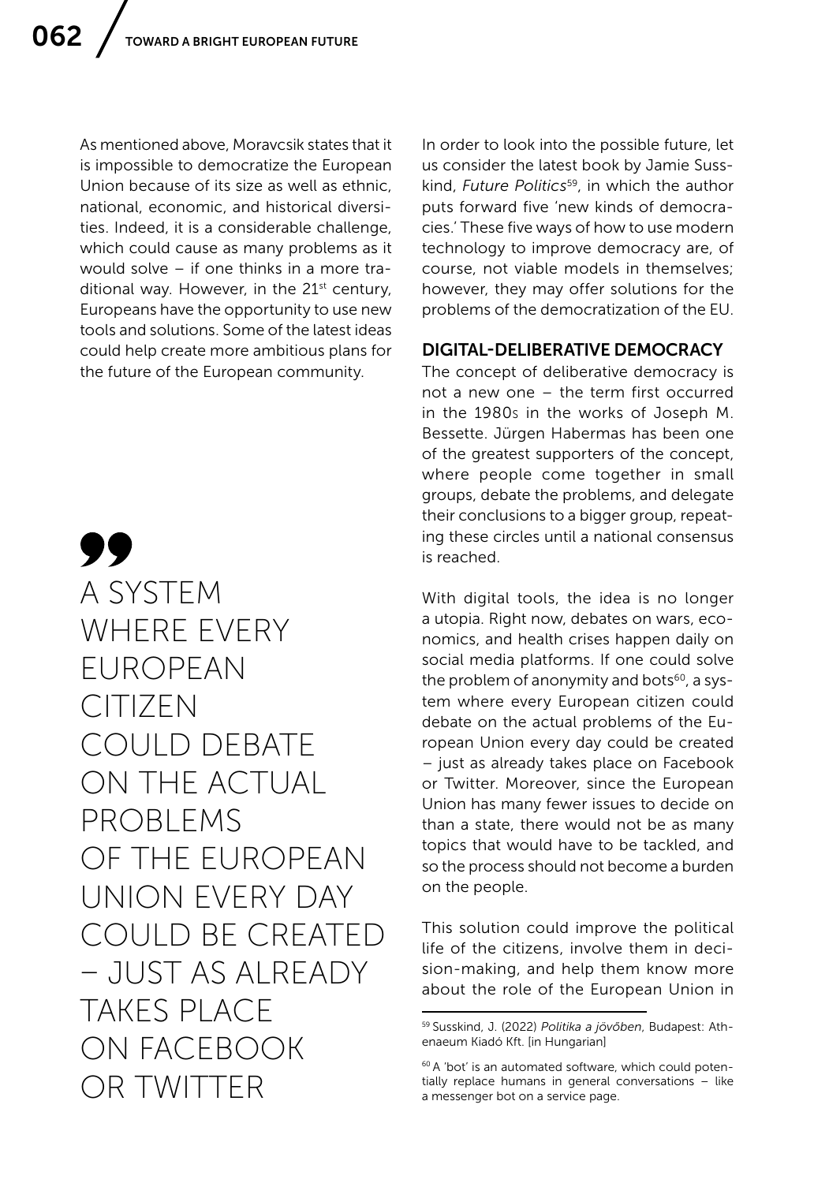As mentioned above, Moravcsik states that it is impossible to democratize the European Union because of its size as well as ethnic, national, economic, and historical diversities. Indeed, it is a considerable challenge, which could cause as many problems as it would solve – if one thinks in a more traditional way. However, in the 21st century, Europeans have the opportunity to use new tools and solutions. Some of the latest ideas could help create more ambitious plans for the future of the European community.

> A SYSTEM WHERE EVERY EUROPEAN CITIZEN COULD DEBATE ON THE ACTUAL PROBLEMS OF THE EUROPEAN UNION EVERY DAY COULD BE CREATED – JUST AS ALREADY TAKES PLACE ON FACEBOOK OR TWITTER

In order to look into the possible future, let us consider the latest book by Jamie Susskind, *Future Politics*[59], in which the author puts forward five 'new kinds of democracies.' These five ways of how to use modern technology to improve democracy are, of course, not viable models in themselves; however, they may offer solutions for the problems of the democratization of the EU.

## DIGITAL-DELIBERATIVE DEMOCRACY

The concept of deliberative democracy is not a new one – the term first occurred in the 1980s in the works of Joseph M. Bessette. Jürgen Habermas has been one of the greatest supporters of the concept, where people come together in small groups, debate the problems, and delegate their conclusions to a bigger group, repeating these circles until a national consensus is reached.

With digital tools, the idea is no longer a utopia. Right now, debates on wars, economics, and health crises happen daily on social media platforms. If one could solve the problem of anonymity and bots[60], a system where every European citizen could debate on the actual problems of the European Union every day could be created – just as already takes place on Facebook or Twitter. Moreover, since the European Union has many fewer issues to decide on than a state, there would not be as many topics that would have to be tackled, and so the process should not become a burden on the people.

This solution could improve the political life of the citizens, involve them in decision-making, and help them know more about the role of the European Union in

[59] Susskind, J. (2022) *Politika a jövőben*, Budapest: Athenaeum Kiadó Kft. [in Hungarian]

[60] A 'bot' is an automated software, which could potentially replace humans in general conversations – like a messenger bot on a service page.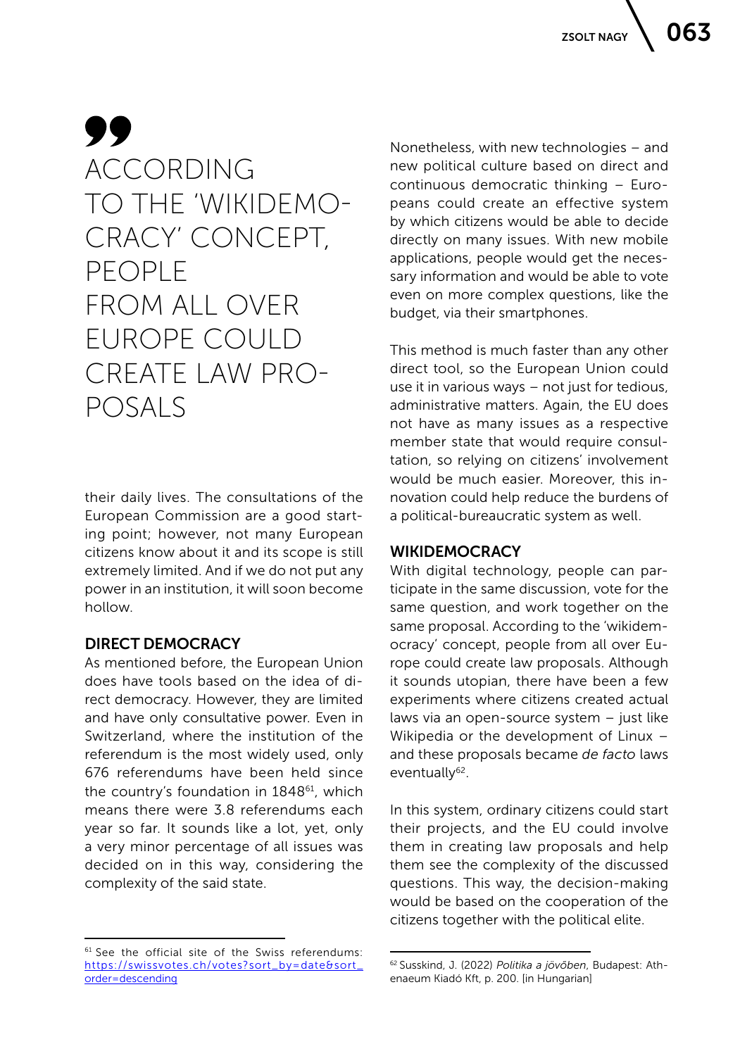> ACCORDING TO THE 'WIKIDEMOCRACY' CONCEPT, PEOPLE FROM ALL OVER EUROPE COULD CREATE LAW PROPOSALS

their daily lives. The consultations of the European Commission are a good starting point; however, not many European citizens know about it and its scope is still extremely limited. And if we do not put any power in an institution, it will soon become hollow.

## DIRECT DEMOCRACY

As mentioned before, the European Union does have tools based on the idea of direct democracy. However, they are limited and have only consultative power. Even in Switzerland, where the institution of the referendum is the most widely used, only 676 referendums have been held since the country's foundation in 1848[61], which means there were 3.8 referendums each year so far. It sounds like a lot, yet, only a very minor percentage of all issues was decided on in this way, considering the complexity of the said state.

Nonetheless, with new technologies – and new political culture based on direct and continuous democratic thinking – Europeans could create an effective system by which citizens would be able to decide directly on many issues. With new mobile applications, people would get the necessary information and would be able to vote even on more complex questions, like the budget, via their smartphones.

This method is much faster than any other direct tool, so the European Union could use it in various ways – not just for tedious, administrative matters. Again, the EU does not have as many issues as a respective member state that would require consultation, so relying on citizens' involvement would be much easier. Moreover, this innovation could help reduce the burdens of a political-bureaucratic system as well.

## WIKIDEMOCRACY

With digital technology, people can participate in the same discussion, vote for the same question, and work together on the same proposal. According to the 'wikidemocracy' concept, people from all over Europe could create law proposals. Although it sounds utopian, there have been a few experiments where citizens created actual laws via an open-source system – just like Wikipedia or the development of Linux – and these proposals became *de facto* laws eventually[62].

In this system, ordinary citizens could start their projects, and the EU could involve them in creating law proposals and help them see the complexity of the discussed questions. This way, the decision-making would be based on the cooperation of the citizens together with the political elite.

---

[61] See the official site of the Swiss referendums: https://swissvotes.ch/votes?sort_by=date&sort_order=descending

[62] Susskind, J. (2022) *Politika a jövőben*, Budapest: Athenaeum Kiadó Kft, p. 200. [in Hungarian]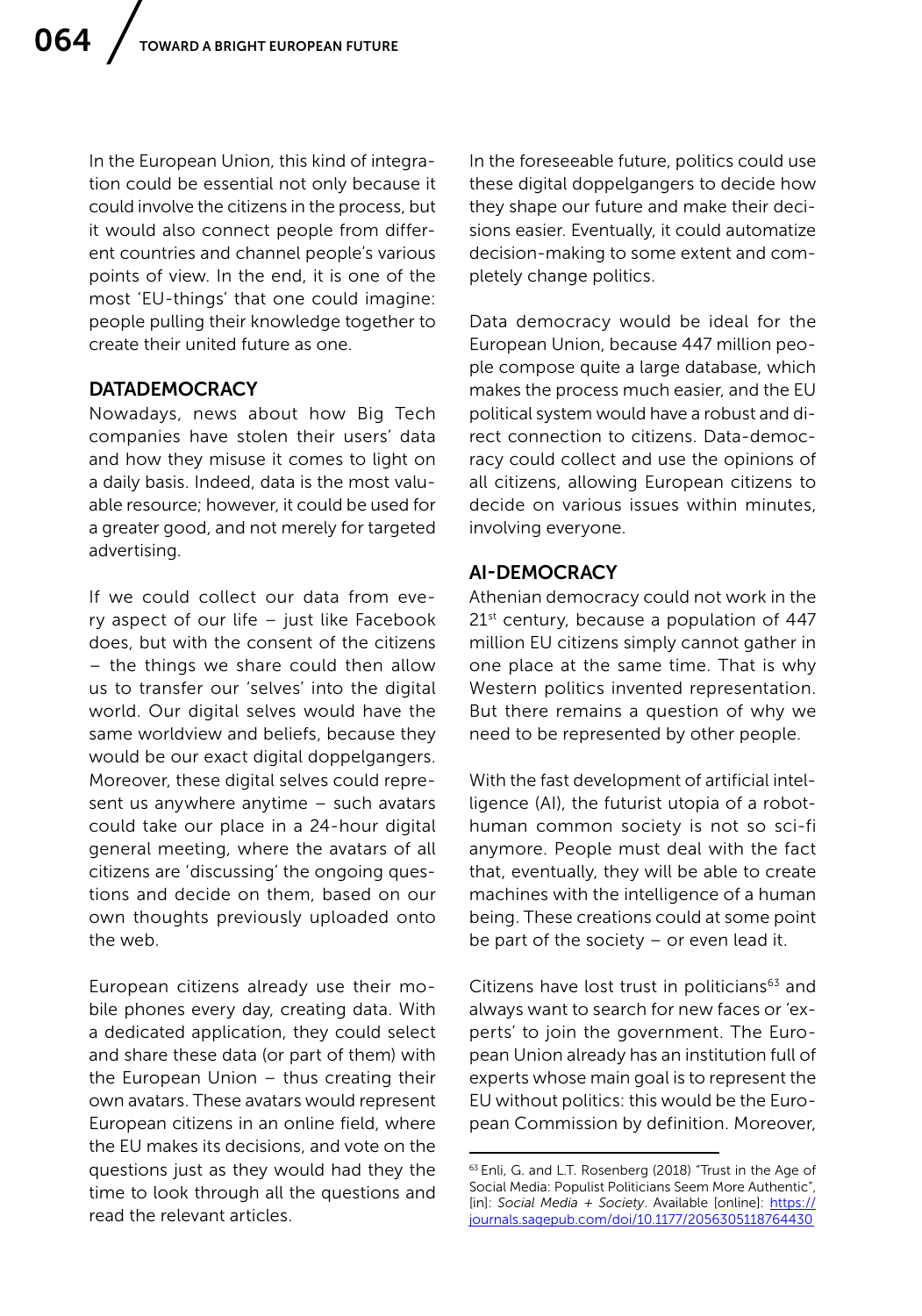In the European Union, this kind of integration could be essential not only because it could involve the citizens in the process, but it would also connect people from different countries and channel people's various points of view. In the end, it is one of the most 'EU-things' that one could imagine: people pulling their knowledge together to create their united future as one.

## DATADEMOCRACY

Nowadays, news about how Big Tech companies have stolen their users' data and how they misuse it comes to light on a daily basis. Indeed, data is the most valuable resource; however, it could be used for a greater good, and not merely for targeted advertising.

If we could collect our data from every aspect of our life – just like Facebook does, but with the consent of the citizens – the things we share could then allow us to transfer our 'selves' into the digital world. Our digital selves would have the same worldview and beliefs, because they would be our exact digital doppelgangers. Moreover, these digital selves could represent us anywhere anytime – such avatars could take our place in a 24-hour digital general meeting, where the avatars of all citizens are 'discussing' the ongoing questions and decide on them, based on our own thoughts previously uploaded onto the web.

European citizens already use their mobile phones every day, creating data. With a dedicated application, they could select and share these data (or part of them) with the European Union – thus creating their own avatars. These avatars would represent European citizens in an online field, where the EU makes its decisions, and vote on the questions just as they would had they the time to look through all the questions and read the relevant articles.

In the foreseeable future, politics could use these digital doppelgangers to decide how they shape our future and make their decisions easier. Eventually, it could automatize decision-making to some extent and completely change politics.

Data democracy would be ideal for the European Union, because 447 million people compose quite a large database, which makes the process much easier, and the EU political system would have a robust and direct connection to citizens. Data-democracy could collect and use the opinions of all citizens, allowing European citizens to decide on various issues within minutes, involving everyone.

## AI-DEMOCRACY

Athenian democracy could not work in the 21st century, because a population of 447 million EU citizens simply cannot gather in one place at the same time. That is why Western politics invented representation. But there remains a question of why we need to be represented by other people.

With the fast development of artificial intelligence (AI), the futurist utopia of a robot-human common society is not so sci-fi anymore. People must deal with the fact that, eventually, they will be able to create machines with the intelligence of a human being. These creations could at some point be part of the society – or even lead it.

Citizens have lost trust in politicians[63] and always want to search for new faces or 'experts' to join the government. The European Union already has an institution full of experts whose main goal is to represent the EU without politics: this would be the European Commission by definition. Moreover,

[63] Enli, G. and L.T. Rosenberg (2018) "Trust in the Age of Social Media: Populist Politicians Seem More Authentic", [in]: *Social Media + Society*. Available [online]: https://journals.sagepub.com/doi/10.1177/2056305118764430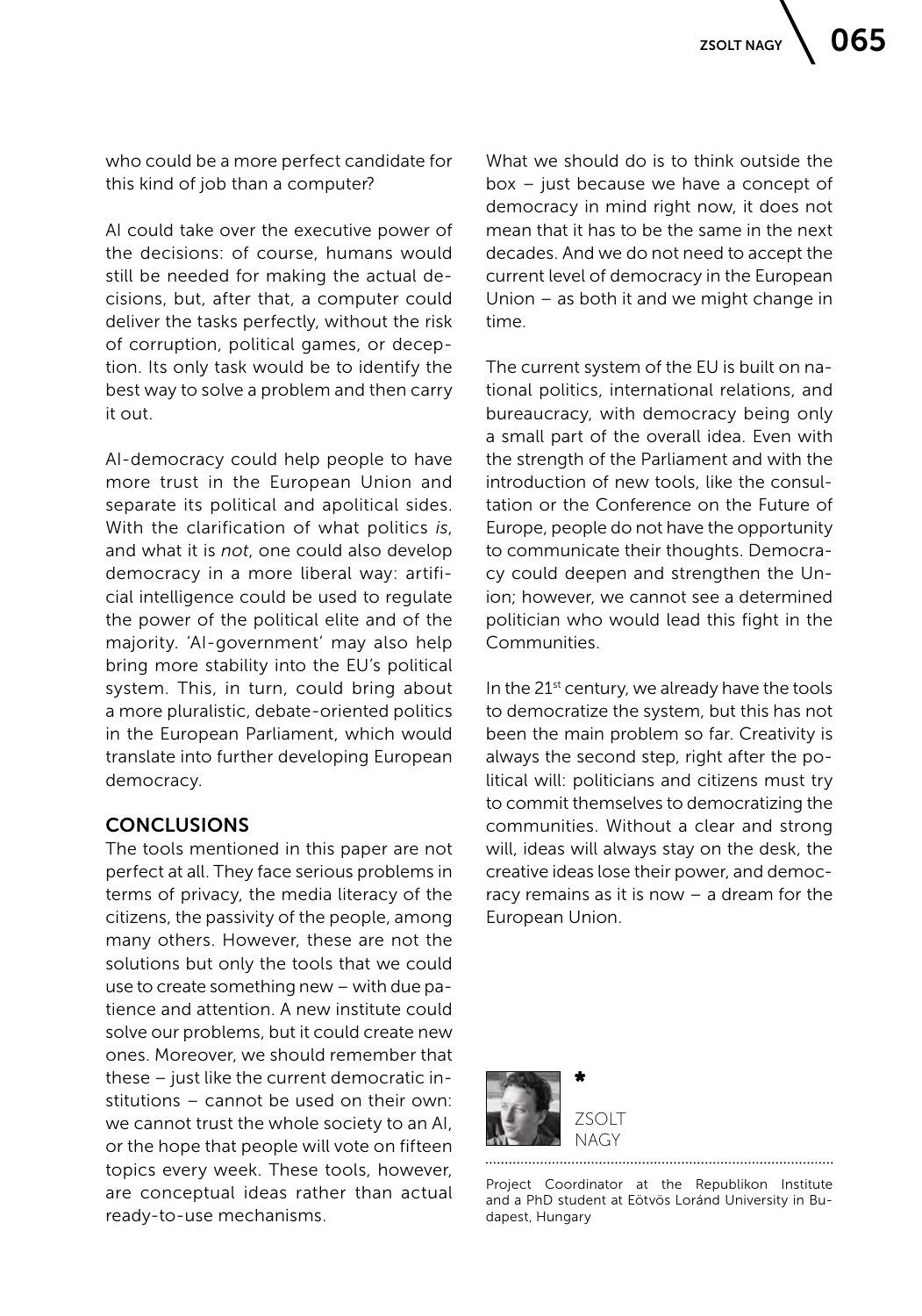who could be a more perfect candidate for this kind of job than a computer?

AI could take over the executive power of the decisions: of course, humans would still be needed for making the actual decisions, but, after that, a computer could deliver the tasks perfectly, without the risk of corruption, political games, or deception. Its only task would be to identify the best way to solve a problem and then carry it out.

AI-democracy could help people to have more trust in the European Union and separate its political and apolitical sides. With the clarification of what politics *is*, and what it is *not*, one could also develop democracy in a more liberal way: artificial intelligence could be used to regulate the power of the political elite and of the majority. 'AI-government' may also help bring more stability into the EU's political system. This, in turn, could bring about a more pluralistic, debate-oriented politics in the European Parliament, which would translate into further developing European democracy.

## CONCLUSIONS

The tools mentioned in this paper are not perfect at all. They face serious problems in terms of privacy, the media literacy of the citizens, the passivity of the people, among many others. However, these are not the solutions but only the tools that we could use to create something new – with due patience and attention. A new institute could solve our problems, but it could create new ones. Moreover, we should remember that these – just like the current democratic institutions – cannot be used on their own: we cannot trust the whole society to an AI, or the hope that people will vote on fifteen topics every week. These tools, however, are conceptual ideas rather than actual ready-to-use mechanisms.

What we should do is to think outside the box – just because we have a concept of democracy in mind right now, it does not mean that it has to be the same in the next decades. And we do not need to accept the current level of democracy in the European Union – as both it and we might change in time.

The current system of the EU is built on national politics, international relations, and bureaucracy, with democracy being only a small part of the overall idea. Even with the strength of the Parliament and with the introduction of new tools, like the consultation or the Conference on the Future of Europe, people do not have the opportunity to communicate their thoughts. Democracy could deepen and strengthen the Union; however, we cannot see a determined politician who would lead this fight in the Communities.

In the 21st century, we already have the tools to democratize the system, but this has not been the main problem so far. Creativity is always the second step, right after the political will: politicians and citizens must try to commit themselves to democratizing the communities. Without a clear and strong will, ideas will always stay on the desk, the creative ideas lose their power, and democracy remains as it is now – a dream for the European Union.

*

ZSOLT NAGY

Project Coordinator at the Republikon Institute and a PhD student at Eötvös Loránd University in Budapest, Hungary